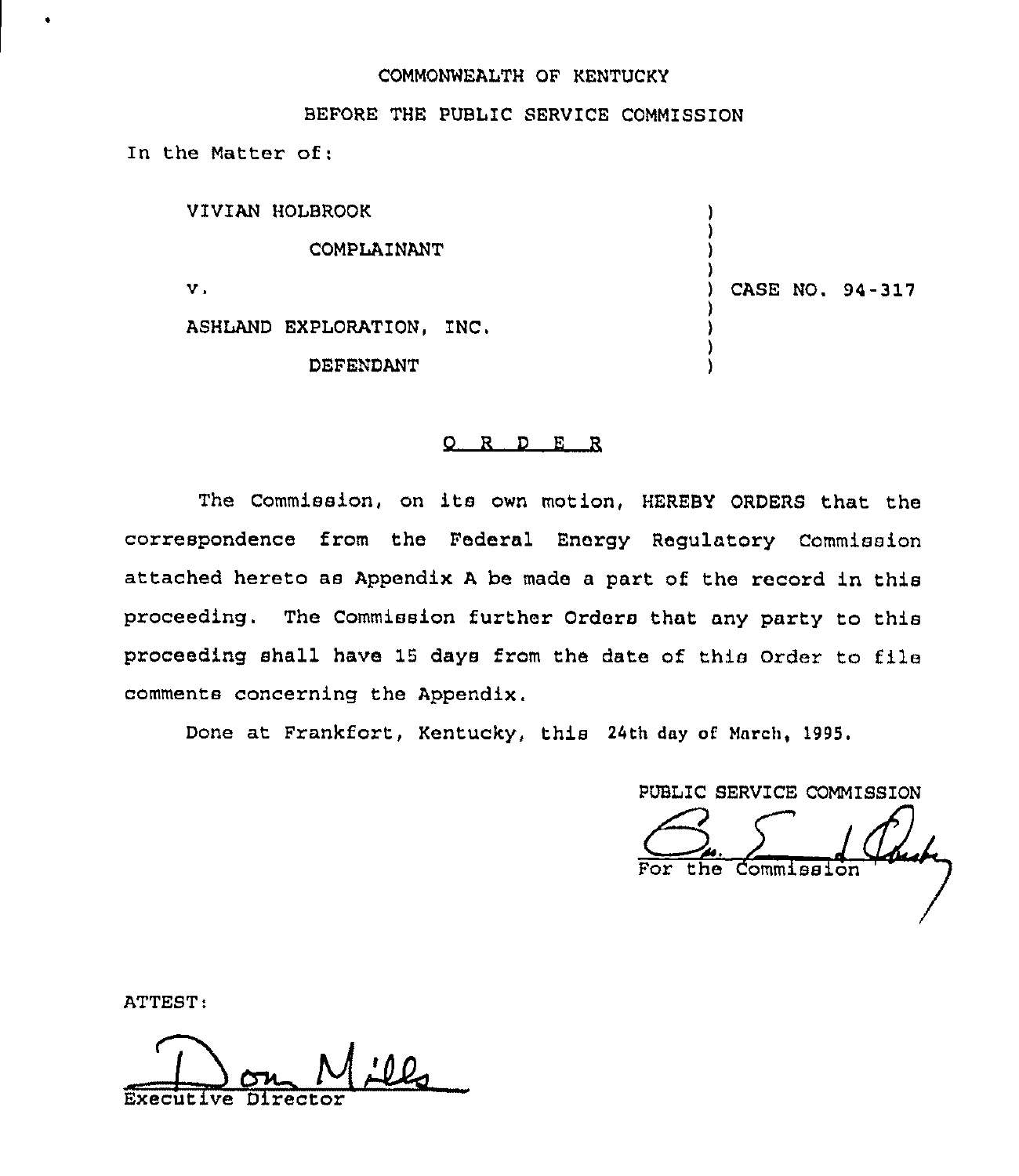COMMONWEALTH OF KENTUCKY

BEFORE THE PUBLIC SERVICE COMMISSION

In the Matter of:

| | |
|---|---|
| VIVIAN HOLBROOK<br><br>COMPLAINANT<br><br>v.<br><br>ASHLAND EXPLORATION, INC.<br><br>DEFENDANT | CASE NO. 94-317 |

## O R D E R

The Commission, on its own motion, HEREBY ORDERS that the correspondence from the Federal Energy Regulatory Commission attached hereto as Appendix A be made a part of the record in this proceeding. The Commission further Orders that any party to this proceeding shall have 15 days from the date of this Order to file comments concerning the Appendix.

Done at Frankfort, Kentucky, this 24th day of March, 1995.

PUBLIC SERVICE COMMISSION

For the Commission

ATTEST:

Executive Director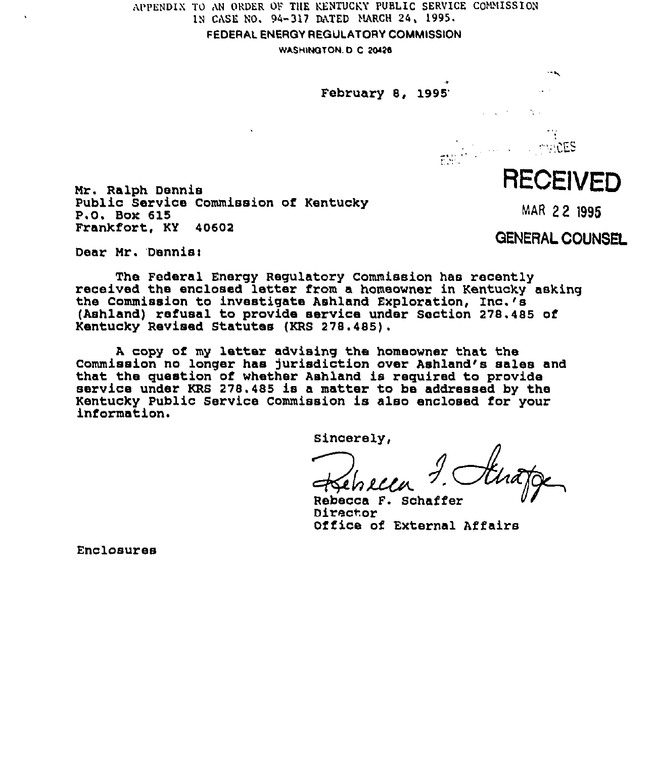APPENDIX TO AN ORDER OF THE KENTUCKY PUBLIC SERVICE COMMISSION IN CASE NO. 94-317 DATED MARCH 24, 1995.

FEDERAL ENERGY REGULATORY COMMISSION

WASHINGTON, D C 20426

February 8, 1995

RECEIVED

MAR 22 1995

GENERAL COUNSEL

Mr. Ralph Dennis
Public Service Commission of Kentucky
P.O. Box 615
Frankfort, KY 40602

Dear Mr. Dennis:

The Federal Energy Regulatory Commission has recently received the enclosed letter from a homeowner in Kentucky asking the Commission to investigate Ashland Exploration, Inc.'s (Ashland) refusal to provide service under Section 278.485 of Kentucky Revised Statutes (KRS 278.485).

A copy of my letter advising the homeowner that the Commission no longer has jurisdiction over Ashland's sales and that the question of whether Ashland is required to provide service under KRS 278.485 is a matter to be addressed by the Kentucky Public Service Commission is also enclosed for your information.

Sincerely,

Rebecca F. Schaffer
Director
Office of External Affairs

Enclosures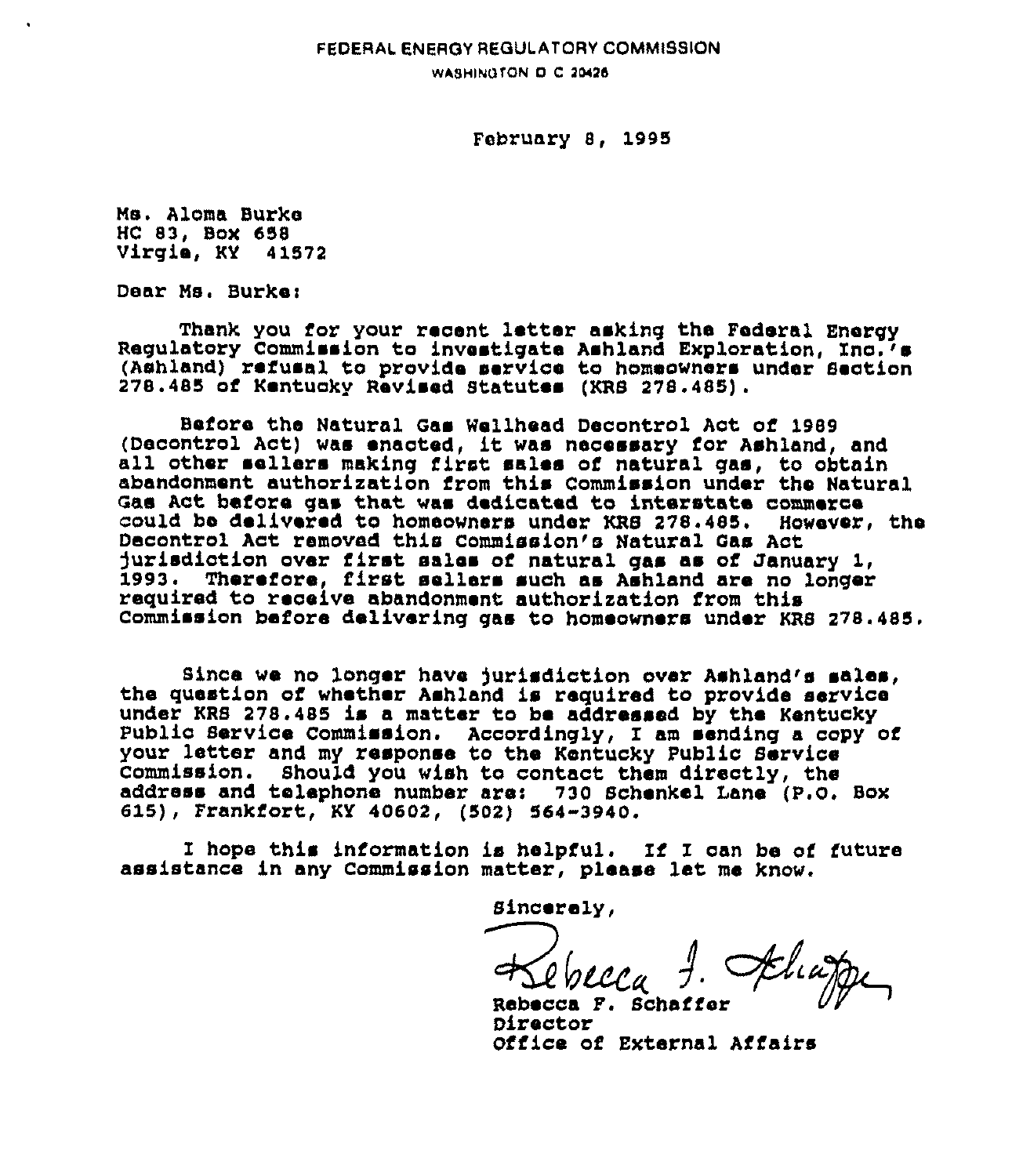FEDERAL ENERGY REGULATORY COMMISSION

WASHINGTON D C 20426

February 8, 1995

Ms. Aloma Burke
HC 83, Box 658
Virgie, KY 41572

Dear Ms. Burke:

Thank you for your recent letter asking the Federal Energy Regulatory Commission to investigate Ashland Exploration, Inc.'s (Ashland) refusal to provide service to homeowners under Section 278.485 of Kentucky Revised Statutes (KRS 278.485).

Before the Natural Gas Wellhead Decontrol Act of 1989 (Decontrol Act) was enacted, it was necessary for Ashland, and all other sellers making first sales of natural gas, to obtain abandonment authorization from this Commission under the Natural Gas Act before gas that was dedicated to interstate commerce could be delivered to homeowners under KRS 278.485. However, the Decontrol Act removed this Commission's Natural Gas Act jurisdiction over first sales of natural gas as of January 1, 1993. Therefore, first sellers such as Ashland are no longer required to receive abandonment authorization from this Commission before delivering gas to homeowners under KRS 278.485.

Since we no longer have jurisdiction over Ashland's sales, the question of whether Ashland is required to provide service under KRS 278.485 is a matter to be addressed by the Kentucky Public Service Commission. Accordingly, I am sending a copy of your letter and my response to the Kentucky Public Service Commission. Should you wish to contact them directly, the address and telephone number are: 730 Schenkel Lane (P.O. Box 615), Frankfort, KY 40602, (502) 564-3940.

I hope this information is helpful. If I can be of future assistance in any Commission matter, please let me know.

Sincerely,

Rebecca F. Schaffer
Director
Office of External Affairs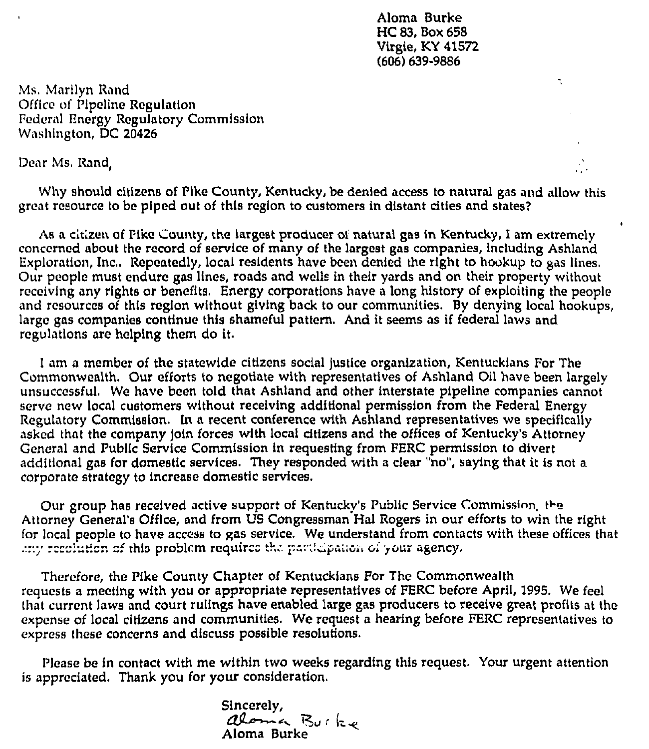Aloma Burke
HC 83, Box 658
Virgie, KY 41572
(606) 639-9886

Ms. Marilyn Rand
Office of Pipeline Regulation
Federal Energy Regulatory Commission
Washington, DC 20426

Dear Ms. Rand,

Why should citizens of Pike County, Kentucky, be denied access to natural gas and allow this great resource to be piped out of this region to customers in distant cities and states?

As a citizen of Pike County, the largest producer of natural gas in Kentucky, I am extremely concerned about the record of service of many of the largest gas companies, including Ashland Exploration, Inc.. Repeatedly, local residents have been denied the right to hookup to gas lines. Our people must endure gas lines, roads and wells in their yards and on their property without receiving any rights or benefits. Energy corporations have a long history of exploiting the people and resources of this region without giving back to our communities. By denying local hookups, large gas companies continue this shameful pattern. And it seems as if federal laws and regulations are helping them do it.

I am a member of the statewide citizens social justice organization, Kentuckians For The Commonwealth. Our efforts to negotiate with representatives of Ashland Oil have been largely unsuccessful. We have been told that Ashland and other interstate pipeline companies cannot serve new local customers without receiving additional permission from the Federal Energy Regulatory Commission. In a recent conference with Ashland representatives we specifically asked that the company join forces with local citizens and the offices of Kentucky's Attorney General and Public Service Commission in requesting from FERC permission to divert additional gas for domestic services. They responded with a clear "no", saying that it is not a corporate strategy to increase domestic services.

Our group has received active support of Kentucky's Public Service Commission, the Attorney General's Office, and from US Congressman Hal Rogers in our efforts to win the right for local people to have access to gas service. We understand from contacts with these offices that any resolution of this problem requires the participation of your agency.

Therefore, the Pike County Chapter of Kentuckians For The Commonwealth requests a meeting with you or appropriate representatives of FERC before April, 1995. We feel that current laws and court rulings have enabled large gas producers to receive great profits at the expense of local citizens and communities. We request a hearing before FERC representatives to express these concerns and discuss possible resolutions.

Please be in contact with me within two weeks regarding this request. Your urgent attention is appreciated. Thank you for your consideration.

Sincerely,

Aloma Burke

Aloma Burke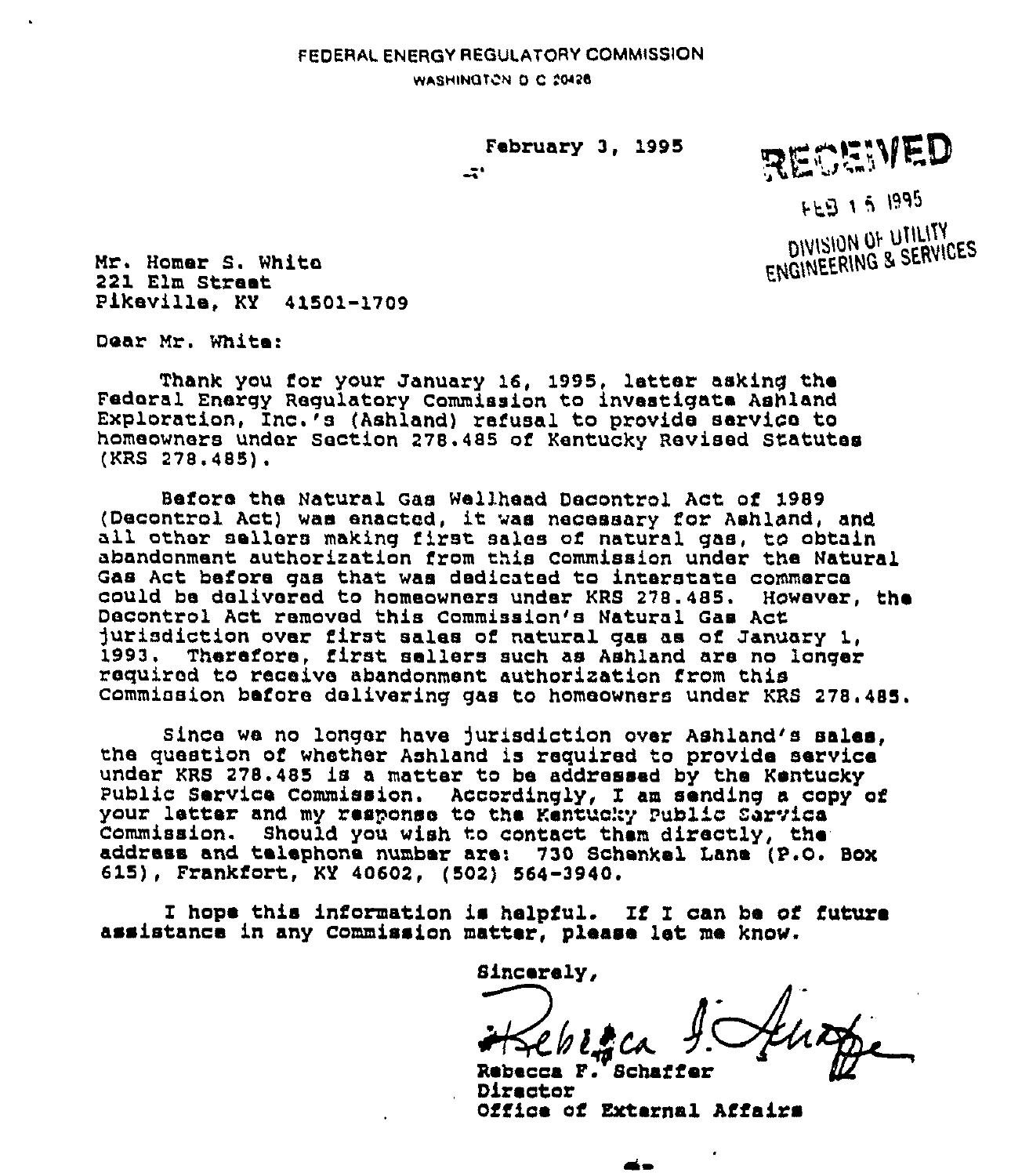FEDERAL ENERGY REGULATORY COMMISSION

WASHINGTON D C 20426

February 3, 1995

RECEIVED

FEB 15 1995

DIVISION OF UTILITY ENGINEERING & SERVICES

Mr. Homer S. White
221 Elm Street
Pikeville, KY 41501-1709

Dear Mr. White:

Thank you for your January 16, 1995, letter asking the Federal Energy Regulatory Commission to investigate Ashland Exploration, Inc.'s (Ashland) refusal to provide service to homeowners under Section 278.485 of Kentucky Revised Statutes (KRS 278.485).

Before the Natural Gas Wellhead Decontrol Act of 1989 (Decontrol Act) was enacted, it was necessary for Ashland, and all other sellers making first sales of natural gas, to obtain abandonment authorization from this Commission under the Natural Gas Act before gas that was dedicated to interstate commerce could be delivered to homeowners under KRS 278.485. However, the Decontrol Act removed this Commission's Natural Gas Act jurisdiction over first sales of natural gas as of January 1, 1993. Therefore, first sellers such as Ashland are no longer required to receive abandonment authorization from this Commission before delivering gas to homeowners under KRS 278.485.

Since we no longer have jurisdiction over Ashland's sales, the question of whether Ashland is required to provide service under KRS 278.485 is a matter to be addressed by the Kentucky Public Service Commission. Accordingly, I am sending a copy of your letter and my response to the Kentucky Public Service Commission. Should you wish to contact them directly, the address and telephone number are: 730 Schenkel Lane (P.O. Box 615), Frankfort, KY 40602, (502) 564-3940.

I hope this information is helpful. If I can be of future assistance in any Commission matter, please let me know.

Sincerely,

Rebecca F. Schaffer
Director
Office of External Affairs